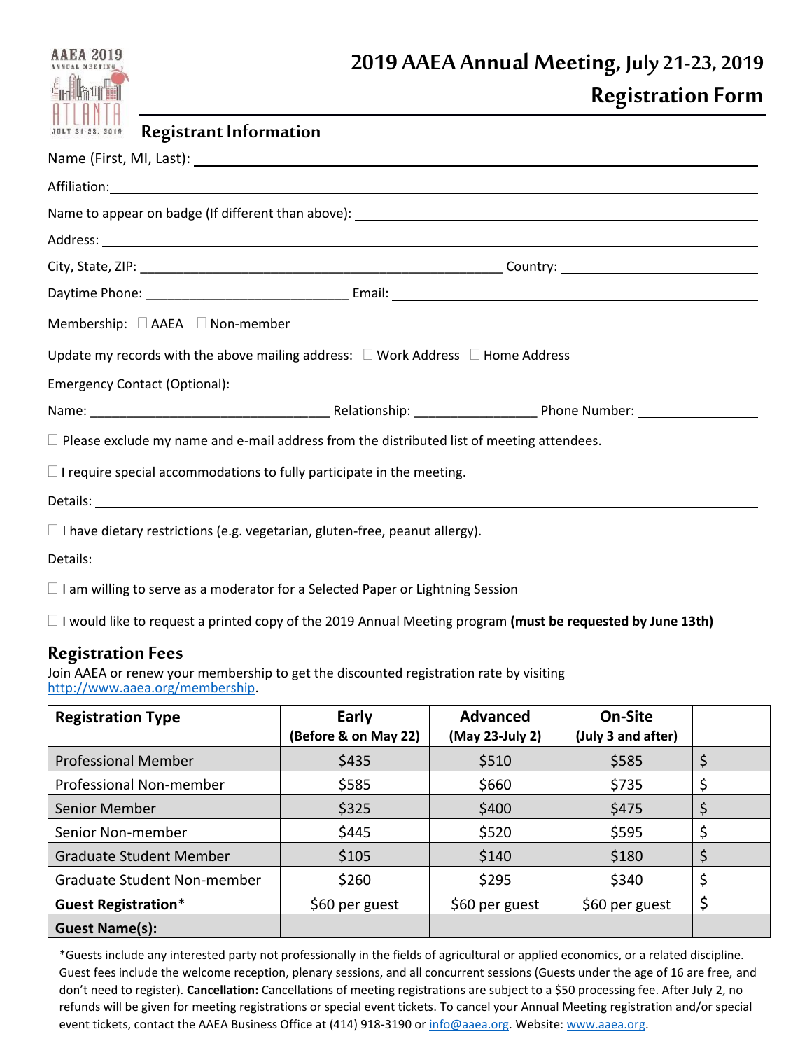# 2019 AAEA Annual Meeting, July 21-23, 2019

## Registration Form

### Registrant Information

Name (First, MI, Last): ______________________________

Affiliation: ______________________________

Name to appear on badge (If different than above): ______________________________

Address: ______________________________

City, State, ZIP: ______________________________ Country: ______________________________

Daytime Phone: ______________________________ Email: ______________________________

Membership: ☐ AAEA ☐ Non-member

Update my records with the above mailing address: ☐ Work Address ☐ Home Address

Emergency Contact (Optional):

Name: ______________________________ Relationship: ________________ Phone Number: ________________

☐ Please exclude my name and e-mail address from the distributed list of meeting attendees.

☐ I require special accommodations to fully participate in the meeting.

Details: ______________________________

☐ I have dietary restrictions (e.g. vegetarian, gluten-free, peanut allergy).

Details: ______________________________

☐ I am willing to serve as a moderator for a Selected Paper or Lightning Session

☐ I would like to request a printed copy of the 2019 Annual Meeting program **(must be requested by June 13th)**

### Registration Fees

Join AAEA or renew your membership to get the discounted registration rate by visiting http://www.aaea.org/membership.

| Registration Type | Early | Advanced | On-Site | |
|---|---|---|---|---|
| | **(Before & on May 22)** | **(May 23-July 2)** | **(July 3 and after)** | |
| Professional Member | $435 | $510 | $585 | $ |
| Professional Non-member | $585 | $660 | $735 | $ |
| Senior Member | $325 | $400 | $475 | $ |
| Senior Non-member | $445 | $520 | $595 | $ |
| Graduate Student Member | $105 | $140 | $180 | $ |
| Graduate Student Non-member | $260 | $295 | $340 | $ |
| **Guest Registration*** | $60 per guest | $60 per guest | $60 per guest | $ |
| **Guest Name(s):** | | | | |

*Guests include any interested party not professionally in the fields of agricultural or applied economics, or a related discipline. Guest fees include the welcome reception, plenary sessions, and all concurrent sessions (Guests under the age of 16 are free, and don't need to register). **Cancellation:** Cancellations of meeting registrations are subject to a $50 processing fee. After July 2, no refunds will be given for meeting registrations or special event tickets. To cancel your Annual Meeting registration and/or special event tickets, contact the AAEA Business Office at (414) 918-3190 or info@aaea.org. Website: www.aaea.org.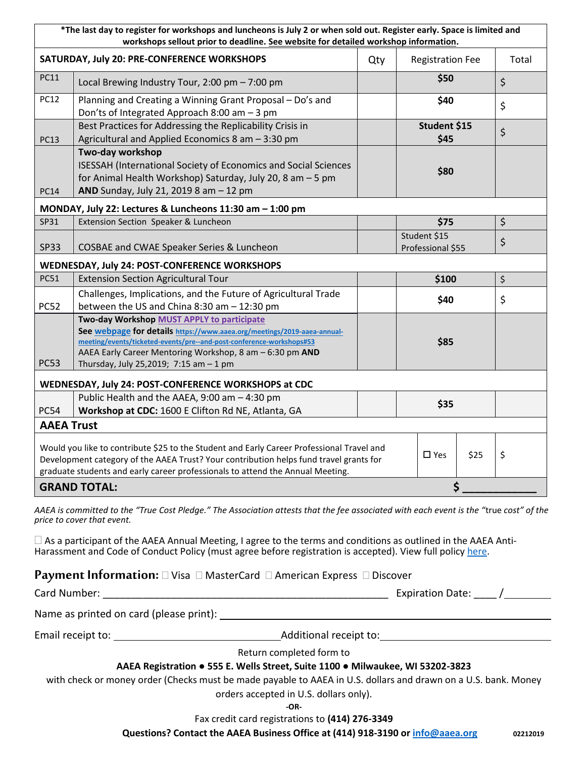**\*The last day to register for workshops and luncheons is July 2 or when sold out. Register early. Space is limited and workshops sellout prior to deadline. See website for detailed workshop information.**

| | SATURDAY, July 20: PRE-CONFERENCE WORKSHOPS | Qty | Registration Fee | Total |
|---|---|---|---|---|
| PC11 | Local Brewing Industry Tour, 2:00 pm – 7:00 pm | | **$50** | $ |
| PC12 | Planning and Creating a Winning Grant Proposal – Do's and Don'ts of Integrated Approach 8:00 am – 3 pm | | **$40** | $ |
| PC13 | Best Practices for Addressing the Replicability Crisis in Agricultural and Applied Economics 8 am – 3:30 pm | | **Student $15** **$45** | $ |
| PC14 | **Two-day workshop** ISESSAH (International Society of Economics and Social Sciences for Animal Health Workshop) Saturday, July 20, 8 am – 5 pm **AND** Sunday, July 21, 2019 8 am – 12 pm | | **$80** | |
| | **MONDAY, July 22: Lectures & Luncheons 11:30 am – 1:00 pm** | | | |
| SP31 | Extension Section Speaker & Luncheon | | **$75** | $ |
| SP33 | COSBAE and CWAE Speaker Series & Luncheon | | Student $15 Professional $55 | $ |
| | **WEDNESDAY, July 24: POST-CONFERENCE WORKSHOPS** | | | |
| PC51 | Extension Section Agricultural Tour | | **$100** | $ |
| PC52 | Challenges, Implications, and the Future of Agricultural Trade between the US and China 8:30 am – 12:30 pm | | **$40** | $ |
| PC53 | **Two-day Workshop** MUST APPLY to participate **See** webpage **for details** https://www.aaea.org/meetings/2019-aaea-annual-meeting/events/ticketed-events/pre--and-post-conference-workshops#53 AAEA Early Career Mentoring Workshop, 8 am – 6:30 pm **AND** Thursday, July 25,2019; 7:15 am – 1 pm | | **$85** | |
| | **WEDNESDAY, July 24: POST-CONFERENCE WORKSHOPS at CDC** | | | |
| PC54 | Public Health and the AAEA, 9:00 am – 4:30 pm **Workshop at CDC:** 1600 E Clifton Rd NE, Atlanta, GA | | **$35** | |

**AAEA Trust**

| | | | |
|---|---|---|---|
| Would you like to contribute $25 to the Student and Early Career Professional Travel and Development category of the AAEA Trust? Your contribution helps fund travel grants for graduate students and early career professionals to attend the Annual Meeting. | ☐ Yes | $25 | $ |

**GRAND TOTAL: $ ____________**

*AAEA is committed to the "True Cost Pledge." The Association attests that the fee associated with each event is the "true cost" of the price to cover that event.*

☐ As a participant of the AAEA Annual Meeting, I agree to the terms and conditions as outlined in the AAEA Anti-Harassment and Code of Conduct Policy (must agree before registration is accepted). View full policy here.

**Payment Information:** ☐ Visa ☐ MasterCard ☐ American Express ☐ Discover

Card Number: ______________________________________________ Expiration Date: ____ /________

Name as printed on card (please print): ______________________________________________

Email receipt to: ____________________________ Additional receipt to: ____________________________

Return completed form to

**AAEA Registration ● 555 E. Wells Street, Suite 1100 ● Milwaukee, WI 53202-3823**

with check or money order (Checks must be made payable to AAEA in U.S. dollars and drawn on a U.S. bank. Money orders accepted in U.S. dollars only).

**-OR-**

Fax credit card registrations to **(414) 276-3349**

**Questions? Contact the AAEA Business Office at (414) 918-3190 or info@aaea.org**

**02212019**